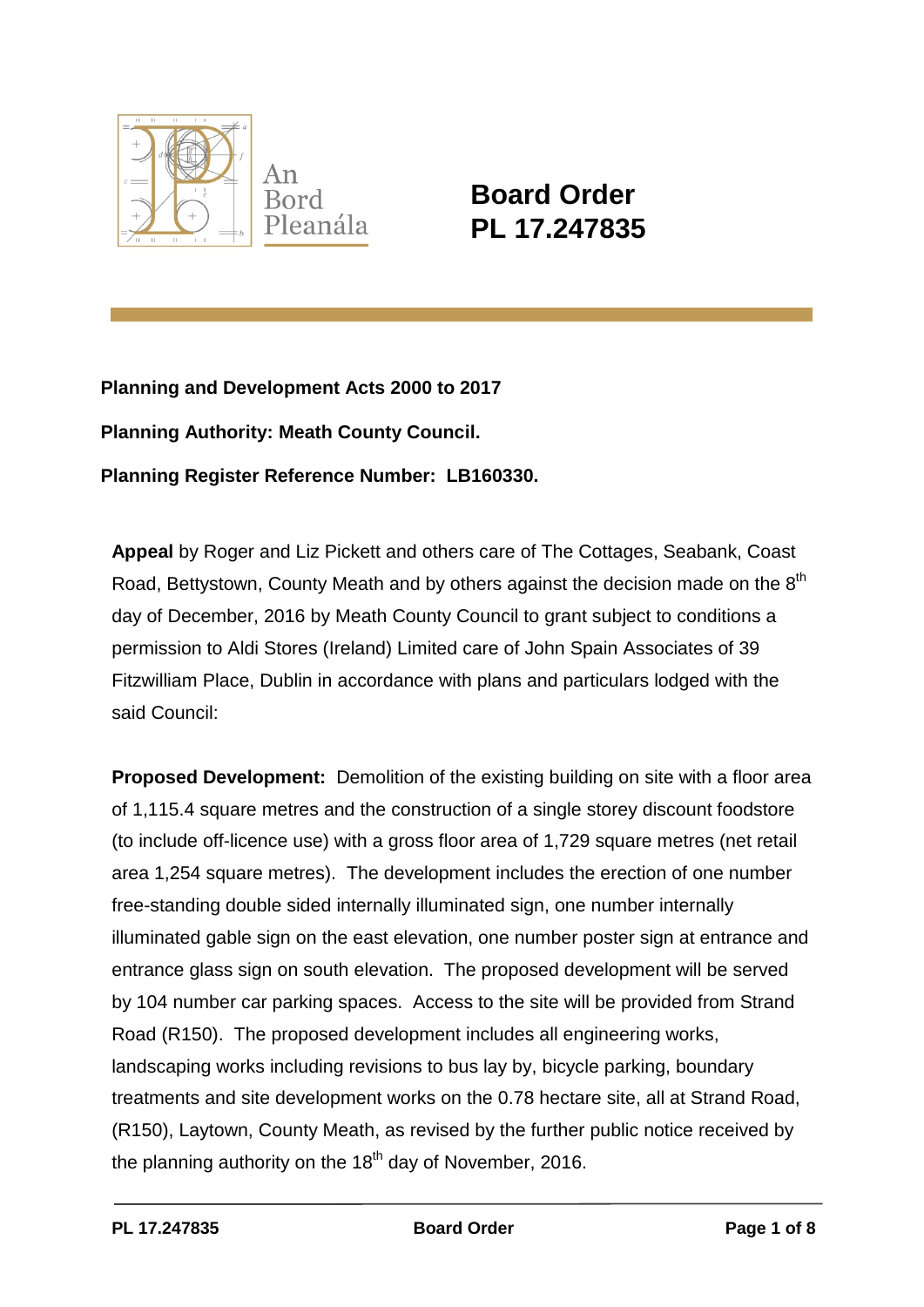An Bord Pleanála

# Board Order
# PL 17.247835

**Planning and Development Acts 2000 to 2017**

**Planning Authority: Meath County Council.**

**Planning Register Reference Number: LB160330.**

**Appeal** by Roger and Liz Pickett and others care of The Cottages, Seabank, Coast Road, Bettystown, County Meath and by others against the decision made on the 8th day of December, 2016 by Meath County Council to grant subject to conditions a permission to Aldi Stores (Ireland) Limited care of John Spain Associates of 39 Fitzwilliam Place, Dublin in accordance with plans and particulars lodged with the said Council:

**Proposed Development:** Demolition of the existing building on site with a floor area of 1,115.4 square metres and the construction of a single storey discount foodstore (to include off-licence use) with a gross floor area of 1,729 square metres (net retail area 1,254 square metres). The development includes the erection of one number free-standing double sided internally illuminated sign, one number internally illuminated gable sign on the east elevation, one number poster sign at entrance and entrance glass sign on south elevation. The proposed development will be served by 104 number car parking spaces. Access to the site will be provided from Strand Road (R150). The proposed development includes all engineering works, landscaping works including revisions to bus lay by, bicycle parking, boundary treatments and site development works on the 0.78 hectare site, all at Strand Road, (R150), Laytown, County Meath, as revised by the further public notice received by the planning authority on the 18th day of November, 2016.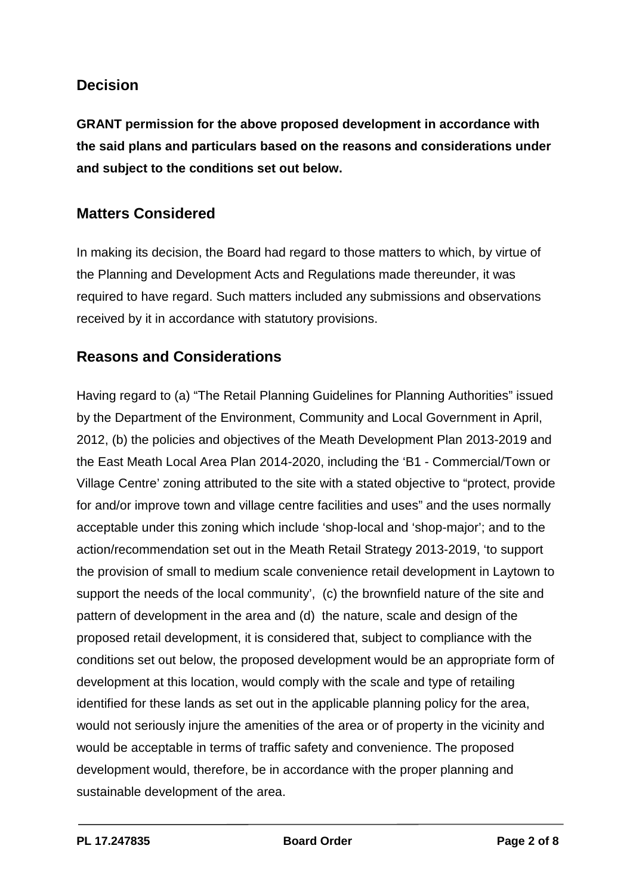## Decision

**GRANT permission for the above proposed development in accordance with the said plans and particulars based on the reasons and considerations under and subject to the conditions set out below.**

## Matters Considered

In making its decision, the Board had regard to those matters to which, by virtue of the Planning and Development Acts and Regulations made thereunder, it was required to have regard. Such matters included any submissions and observations received by it in accordance with statutory provisions.

## Reasons and Considerations

Having regard to (a) "The Retail Planning Guidelines for Planning Authorities" issued by the Department of the Environment, Community and Local Government in April, 2012, (b) the policies and objectives of the Meath Development Plan 2013-2019 and the East Meath Local Area Plan 2014-2020, including the 'B1 - Commercial/Town or Village Centre' zoning attributed to the site with a stated objective to "protect, provide for and/or improve town and village centre facilities and uses" and the uses normally acceptable under this zoning which include 'shop-local and 'shop-major'; and to the action/recommendation set out in the Meath Retail Strategy 2013-2019, 'to support the provision of small to medium scale convenience retail development in Laytown to support the needs of the local community', (c) the brownfield nature of the site and pattern of development in the area and (d) the nature, scale and design of the proposed retail development, it is considered that, subject to compliance with the conditions set out below, the proposed development would be an appropriate form of development at this location, would comply with the scale and type of retailing identified for these lands as set out in the applicable planning policy for the area, would not seriously injure the amenities of the area or of property in the vicinity and would be acceptable in terms of traffic safety and convenience. The proposed development would, therefore, be in accordance with the proper planning and sustainable development of the area.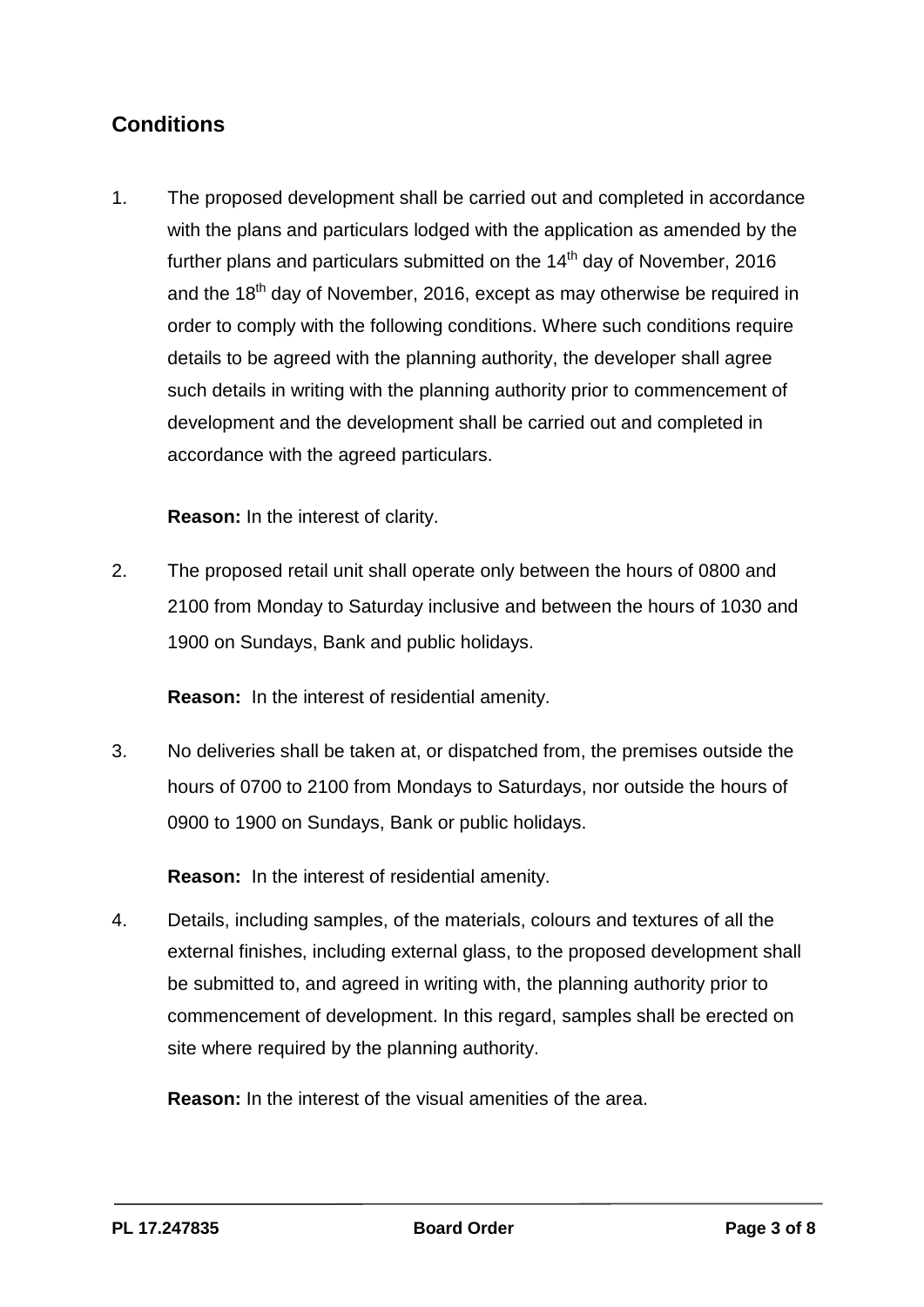## Conditions

1. The proposed development shall be carried out and completed in accordance with the plans and particulars lodged with the application as amended by the further plans and particulars submitted on the 14th day of November, 2016 and the 18th day of November, 2016, except as may otherwise be required in order to comply with the following conditions. Where such conditions require details to be agreed with the planning authority, the developer shall agree such details in writing with the planning authority prior to commencement of development and the development shall be carried out and completed in accordance with the agreed particulars.

   **Reason:** In the interest of clarity.

2. The proposed retail unit shall operate only between the hours of 0800 and 2100 from Monday to Saturday inclusive and between the hours of 1030 and 1900 on Sundays, Bank and public holidays.

   **Reason:** In the interest of residential amenity.

3. No deliveries shall be taken at, or dispatched from, the premises outside the hours of 0700 to 2100 from Mondays to Saturdays, nor outside the hours of 0900 to 1900 on Sundays, Bank or public holidays.

   **Reason:** In the interest of residential amenity.

4. Details, including samples, of the materials, colours and textures of all the external finishes, including external glass, to the proposed development shall be submitted to, and agreed in writing with, the planning authority prior to commencement of development. In this regard, samples shall be erected on site where required by the planning authority.

   **Reason:** In the interest of the visual amenities of the area.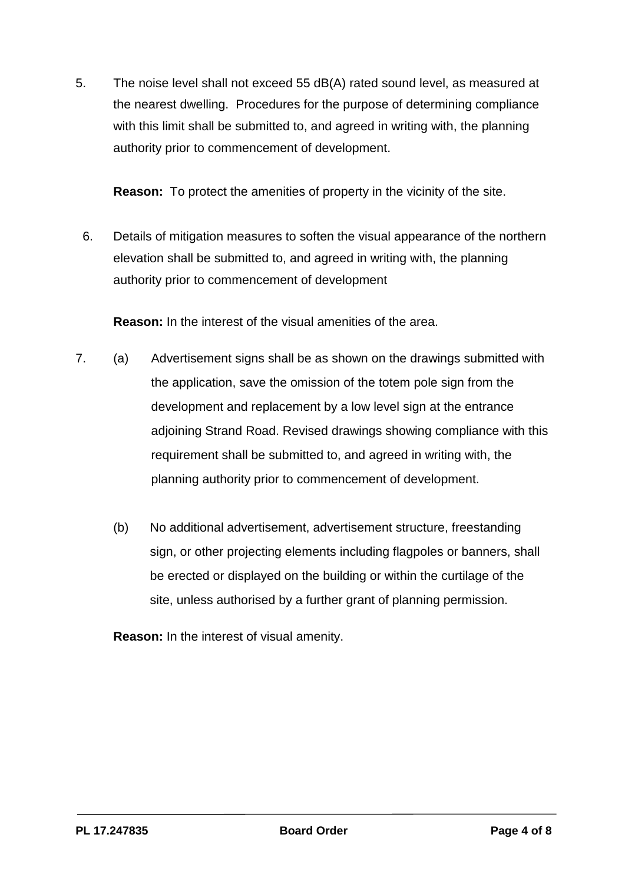5. The noise level shall not exceed 55 dB(A) rated sound level, as measured at the nearest dwelling. Procedures for the purpose of determining compliance with this limit shall be submitted to, and agreed in writing with, the planning authority prior to commencement of development.

   **Reason:** To protect the amenities of property in the vicinity of the site.

6. Details of mitigation measures to soften the visual appearance of the northern elevation shall be submitted to, and agreed in writing with, the planning authority prior to commencement of development

   **Reason:** In the interest of the visual amenities of the area.

7. (a) Advertisement signs shall be as shown on the drawings submitted with the application, save the omission of the totem pole sign from the development and replacement by a low level sign at the entrance adjoining Strand Road. Revised drawings showing compliance with this requirement shall be submitted to, and agreed in writing with, the planning authority prior to commencement of development.

   (b) No additional advertisement, advertisement structure, freestanding sign, or other projecting elements including flagpoles or banners, shall be erected or displayed on the building or within the curtilage of the site, unless authorised by a further grant of planning permission.

   **Reason:** In the interest of visual amenity.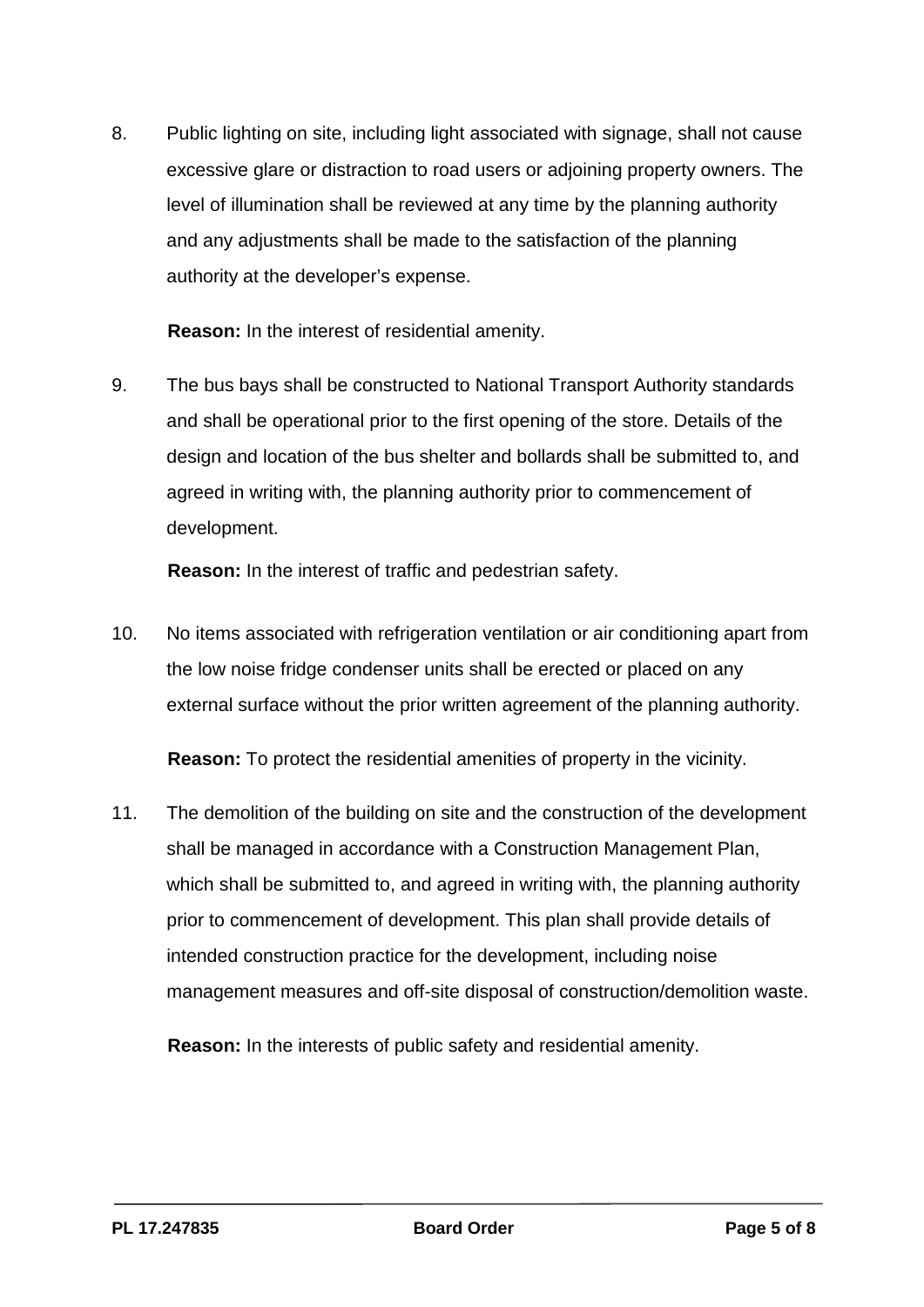8. Public lighting on site, including light associated with signage, shall not cause excessive glare or distraction to road users or adjoining property owners. The level of illumination shall be reviewed at any time by the planning authority and any adjustments shall be made to the satisfaction of the planning authority at the developer's expense.

   **Reason:** In the interest of residential amenity.

9. The bus bays shall be constructed to National Transport Authority standards and shall be operational prior to the first opening of the store. Details of the design and location of the bus shelter and bollards shall be submitted to, and agreed in writing with, the planning authority prior to commencement of development.

   **Reason:** In the interest of traffic and pedestrian safety.

10. No items associated with refrigeration ventilation or air conditioning apart from the low noise fridge condenser units shall be erected or placed on any external surface without the prior written agreement of the planning authority.

    **Reason:** To protect the residential amenities of property in the vicinity.

11. The demolition of the building on site and the construction of the development shall be managed in accordance with a Construction Management Plan, which shall be submitted to, and agreed in writing with, the planning authority prior to commencement of development. This plan shall provide details of intended construction practice for the development, including noise management measures and off-site disposal of construction/demolition waste.

    **Reason:** In the interests of public safety and residential amenity.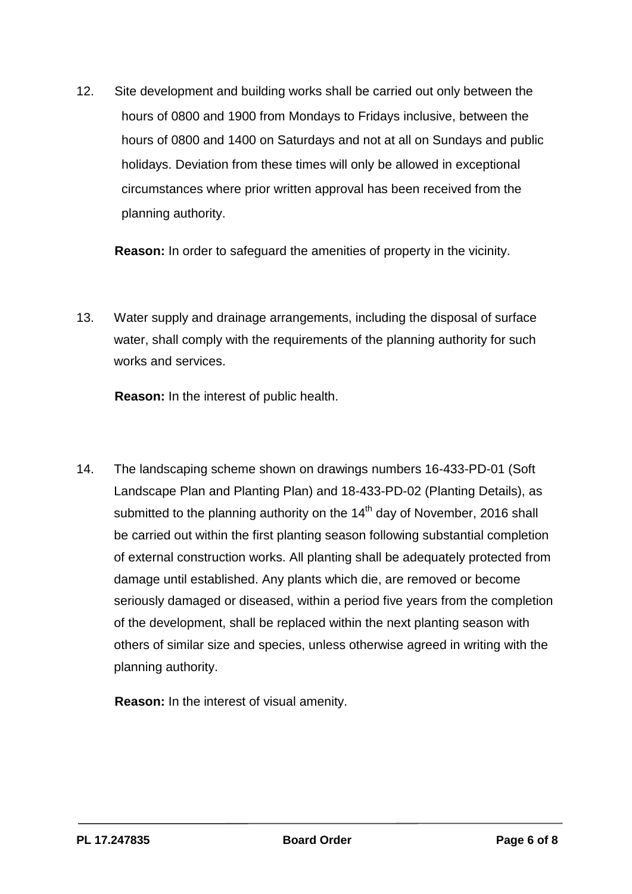12. Site development and building works shall be carried out only between the hours of 0800 and 1900 from Mondays to Fridays inclusive, between the hours of 0800 and 1400 on Saturdays and not at all on Sundays and public holidays. Deviation from these times will only be allowed in exceptional circumstances where prior written approval has been received from the planning authority.

    **Reason:** In order to safeguard the amenities of property in the vicinity.

13. Water supply and drainage arrangements, including the disposal of surface water, shall comply with the requirements of the planning authority for such works and services.

    **Reason:** In the interest of public health.

14. The landscaping scheme shown on drawings numbers 16-433-PD-01 (Soft Landscape Plan and Planting Plan) and 18-433-PD-02 (Planting Details), as submitted to the planning authority on the 14th day of November, 2016 shall be carried out within the first planting season following substantial completion of external construction works. All planting shall be adequately protected from damage until established. Any plants which die, are removed or become seriously damaged or diseased, within a period five years from the completion of the development, shall be replaced within the next planting season with others of similar size and species, unless otherwise agreed in writing with the planning authority.

    **Reason:** In the interest of visual amenity.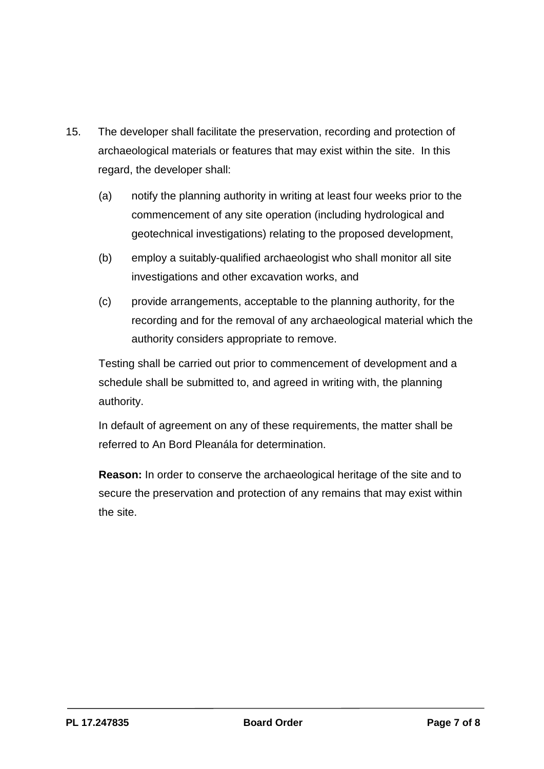15. The developer shall facilitate the preservation, recording and protection of archaeological materials or features that may exist within the site. In this regard, the developer shall:

    (a) notify the planning authority in writing at least four weeks prior to the commencement of any site operation (including hydrological and geotechnical investigations) relating to the proposed development,

    (b) employ a suitably-qualified archaeologist who shall monitor all site investigations and other excavation works, and

    (c) provide arrangements, acceptable to the planning authority, for the recording and for the removal of any archaeological material which the authority considers appropriate to remove.

    Testing shall be carried out prior to commencement of development and a schedule shall be submitted to, and agreed in writing with, the planning authority.

    In default of agreement on any of these requirements, the matter shall be referred to An Bord Pleanála for determination.

    **Reason:** In order to conserve the archaeological heritage of the site and to secure the preservation and protection of any remains that may exist within the site.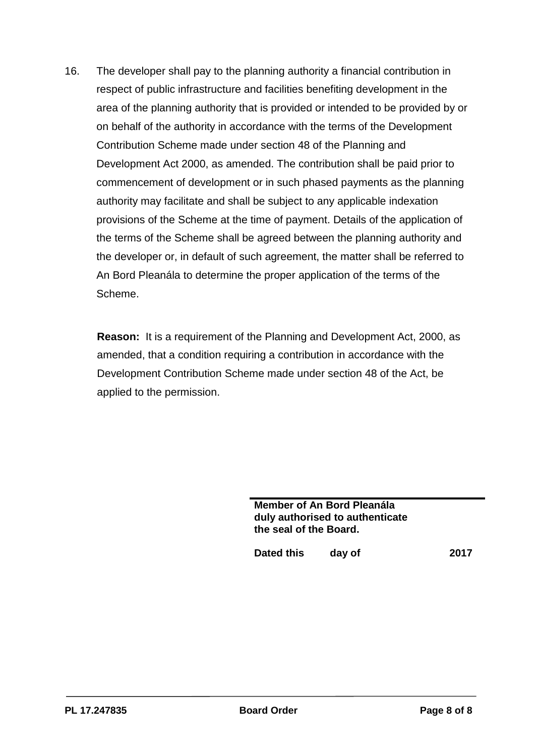16. The developer shall pay to the planning authority a financial contribution in respect of public infrastructure and facilities benefiting development in the area of the planning authority that is provided or intended to be provided by or on behalf of the authority in accordance with the terms of the Development Contribution Scheme made under section 48 of the Planning and Development Act 2000, as amended. The contribution shall be paid prior to commencement of development or in such phased payments as the planning authority may facilitate and shall be subject to any applicable indexation provisions of the Scheme at the time of payment. Details of the application of the terms of the Scheme shall be agreed between the planning authority and the developer or, in default of such agreement, the matter shall be referred to An Bord Pleanála to determine the proper application of the terms of the Scheme.

    **Reason:** It is a requirement of the Planning and Development Act, 2000, as amended, that a condition requiring a contribution in accordance with the Development Contribution Scheme made under section 48 of the Act, be applied to the permission.

**Member of An Bord Pleanála duly authorised to authenticate the seal of the Board.**

**Dated this day of 2017**